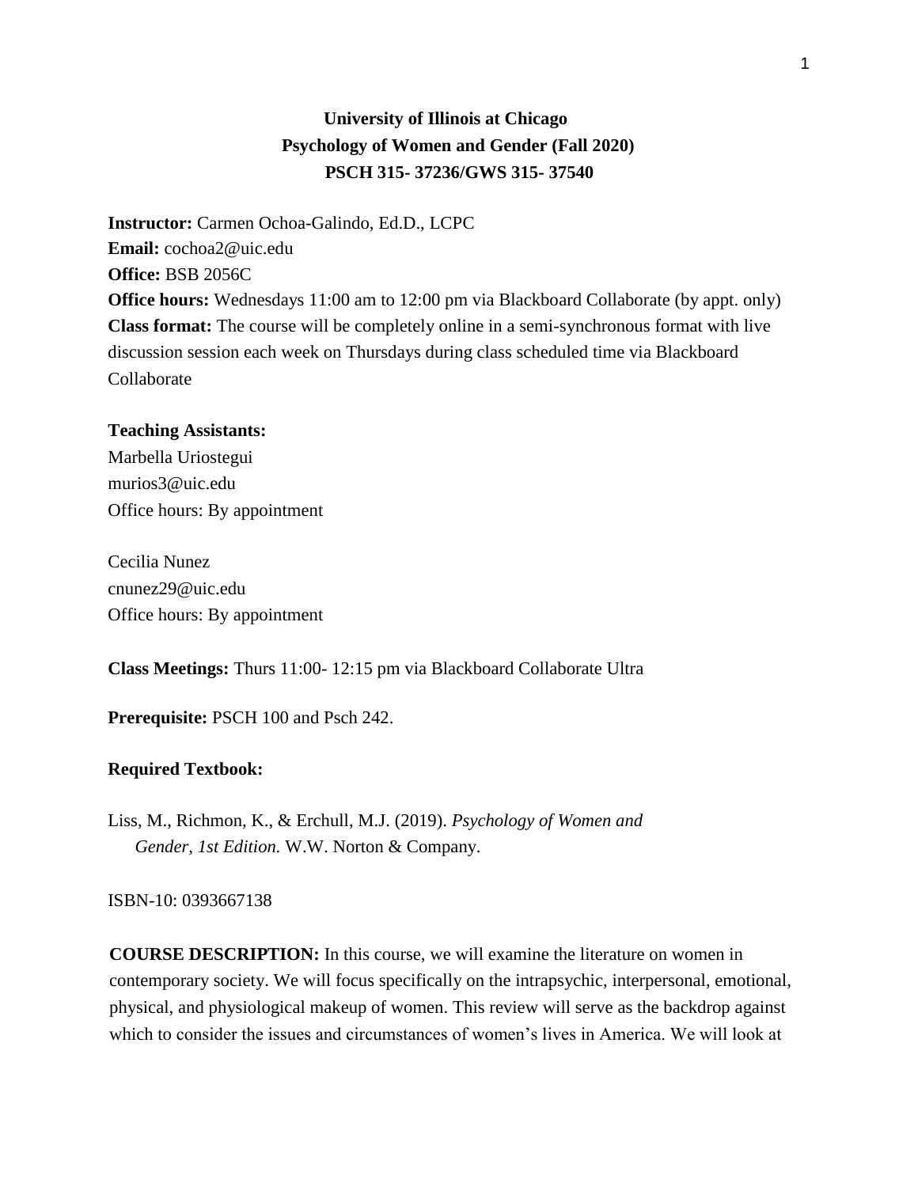# University of Illinois at Chicago
## Psychology of Women and Gender (Fall 2020)
## PSCH 315- 37236/GWS 315- 37540

**Instructor:** Carmen Ochoa-Galindo, Ed.D., LCPC
**Email:** cochoa2@uic.edu
**Office:** BSB 2056C
**Office hours:** Wednesdays 11:00 am to 12:00 pm via Blackboard Collaborate (by appt. only)
**Class format:** The course will be completely online in a semi-synchronous format with live discussion session each week on Thursdays during class scheduled time via Blackboard Collaborate

**Teaching Assistants:**

Marbella Uriostegui
murios3@uic.edu
Office hours: By appointment

Cecilia Nunez
cnunez29@uic.edu
Office hours: By appointment

**Class Meetings:** Thurs 11:00- 12:15 pm via Blackboard Collaborate Ultra

**Prerequisite:** PSCH 100 and Psch 242.

**Required Textbook:**

Liss, M., Richmon, K., & Erchull, M.J. (2019). *Psychology of Women and Gender, 1st Edition.* W.W. Norton & Company.

ISBN-10: 0393667138

**COURSE DESCRIPTION:** In this course, we will examine the literature on women in contemporary society. We will focus specifically on the intrapsychic, interpersonal, emotional, physical, and physiological makeup of women. This review will serve as the backdrop against which to consider the issues and circumstances of women's lives in America. We will look at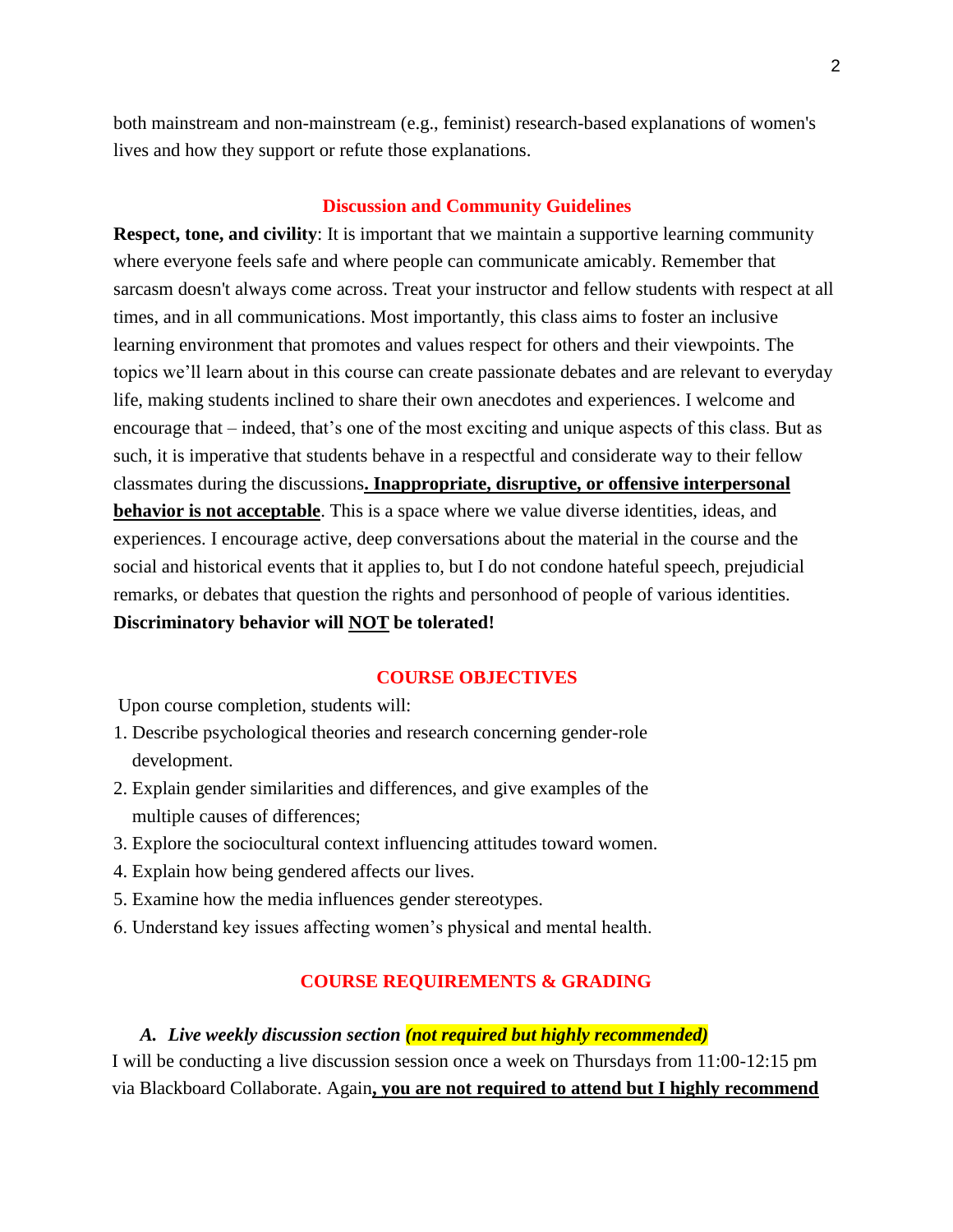both mainstream and non-mainstream (e.g., feminist) research-based explanations of women's lives and how they support or refute those explanations.

## Discussion and Community Guidelines

**Respect, tone, and civility**: It is important that we maintain a supportive learning community where everyone feels safe and where people can communicate amicably. Remember that sarcasm doesn't always come across. Treat your instructor and fellow students with respect at all times, and in all communications. Most importantly, this class aims to foster an inclusive learning environment that promotes and values respect for others and their viewpoints. The topics we'll learn about in this course can create passionate debates and are relevant to everyday life, making students inclined to share their own anecdotes and experiences. I welcome and encourage that – indeed, that's one of the most exciting and unique aspects of this class. But as such, it is imperative that students behave in a respectful and considerate way to their fellow classmates during the discussions**. Inappropriate, disruptive, or offensive interpersonal behavior is not acceptable**. This is a space where we value diverse identities, ideas, and experiences. I encourage active, deep conversations about the material in the course and the social and historical events that it applies to, but I do not condone hateful speech, prejudicial remarks, or debates that question the rights and personhood of people of various identities. **Discriminatory behavior will NOT be tolerated!**

## COURSE OBJECTIVES

Upon course completion, students will:

1. Describe psychological theories and research concerning gender-role development.
2. Explain gender similarities and differences, and give examples of the multiple causes of differences;
3. Explore the sociocultural context influencing attitudes toward women.
4. Explain how being gendered affects our lives.
5. Examine how the media influences gender stereotypes.
6. Understand key issues affecting women's physical and mental health.

## COURSE REQUIREMENTS & GRADING

### *A. Live weekly discussion section (not required but highly recommended)*

I will be conducting a live discussion session once a week on Thursdays from 11:00-12:15 pm via Blackboard Collaborate. Again**, you are not required to attend but I highly recommend**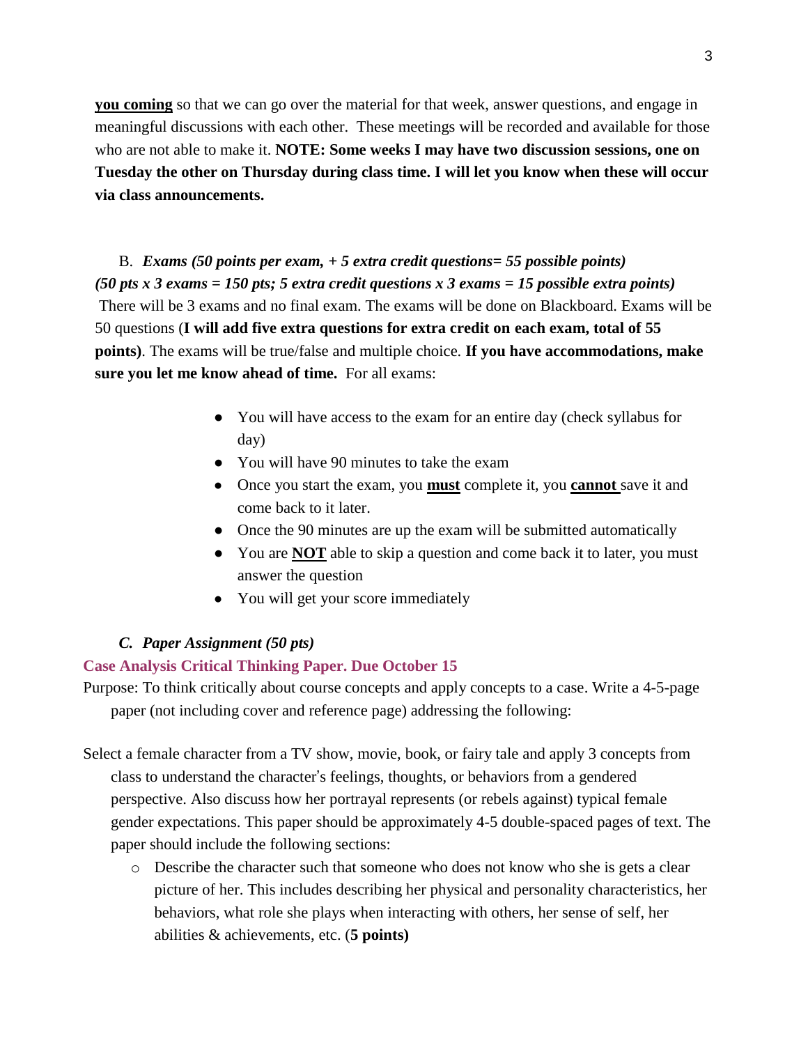**<u>you coming</u>** so that we can go over the material for that week, answer questions, and engage in meaningful discussions with each other. These meetings will be recorded and available for those who are not able to make it. **NOTE: Some weeks I may have two discussion sessions, one on Tuesday the other on Thursday during class time. I will let you know when these will occur via class announcements.**

B. ***Exams (50 points per exam, + 5 extra credit questions= 55 possible points)***
***(50 pts x 3 exams = 150 pts; 5 extra credit questions x 3 exams = 15 possible extra points)***
There will be 3 exams and no final exam. The exams will be done on Blackboard. Exams will be 50 questions (**I will add five extra questions for extra credit on each exam, total of 55 points)**. The exams will be true/false and multiple choice. **If you have accommodations, make sure you let me know ahead of time.** For all exams:

- You will have access to the exam for an entire day (check syllabus for day)
- You will have 90 minutes to take the exam
- Once you start the exam, you **<u>must</u>** complete it, you **<u>cannot</u>** save it and come back to it later.
- Once the 90 minutes are up the exam will be submitted automatically
- You are **<u>NOT</u>** able to skip a question and come back it to later, you must answer the question
- You will get your score immediately

***C. Paper Assignment (50 pts)***

**Case Analysis Critical Thinking Paper. Due October 15**

Purpose: To think critically about course concepts and apply concepts to a case. Write a 4-5-page paper (not including cover and reference page) addressing the following:

Select a female character from a TV show, movie, book, or fairy tale and apply 3 concepts from class to understand the character's feelings, thoughts, or behaviors from a gendered perspective. Also discuss how her portrayal represents (or rebels against) typical female gender expectations. This paper should be approximately 4-5 double-spaced pages of text. The paper should include the following sections:

- Describe the character such that someone who does not know who she is gets a clear picture of her. This includes describing her physical and personality characteristics, her behaviors, what role she plays when interacting with others, her sense of self, her abilities & achievements, etc. (**5 points)**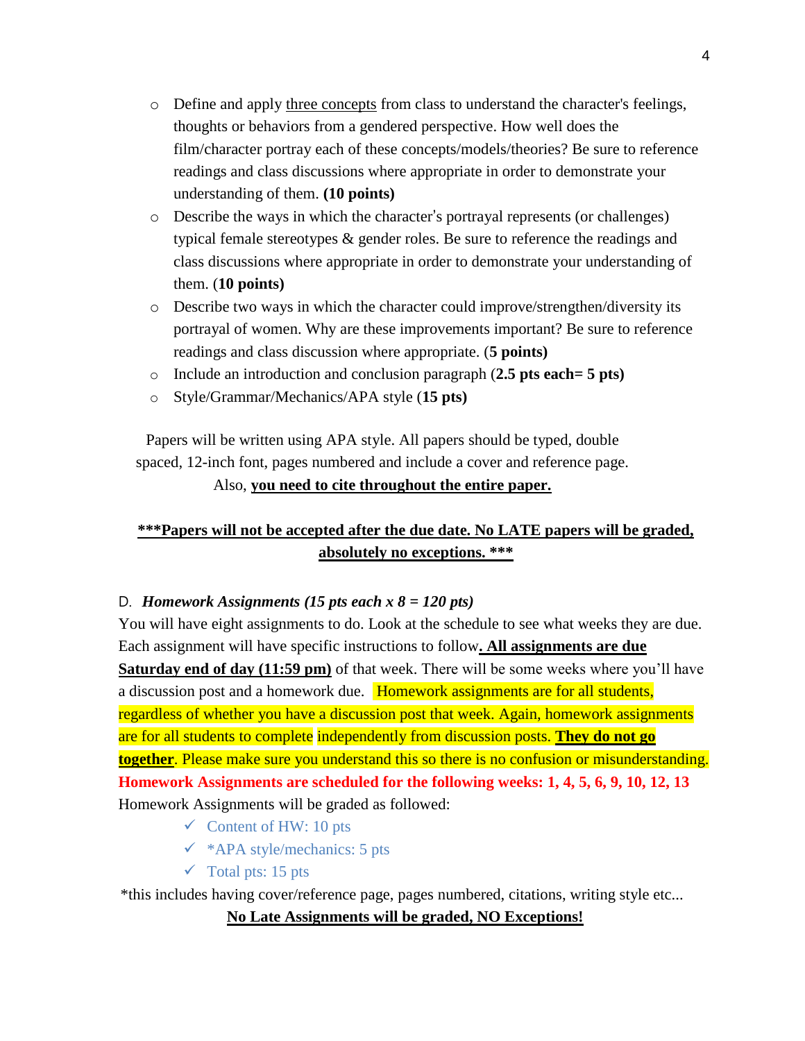- Define and apply <u>three concepts</u> from class to understand the character's feelings, thoughts or behaviors from a gendered perspective. How well does the film/character portray each of these concepts/models/theories? Be sure to reference readings and class discussions where appropriate in order to demonstrate your understanding of them. **(10 points)**
- Describe the ways in which the character's portrayal represents (or challenges) typical female stereotypes & gender roles. Be sure to reference the readings and class discussions where appropriate in order to demonstrate your understanding of them. (**10 points)**
- Describe two ways in which the character could improve/strengthen/diversity its portrayal of women. Why are these improvements important? Be sure to reference readings and class discussion where appropriate. (**5 points)**
- Include an introduction and conclusion paragraph (**2.5 pts each= 5 pts)**
- Style/Grammar/Mechanics/APA style (**15 pts)**

Papers will be written using APA style. All papers should be typed, double spaced, 12-inch font, pages numbered and include a cover and reference page. Also, **<u>you need to cite throughout the entire paper.</u>**

**<u>***Papers will not be accepted after the due date. No LATE papers will be graded, absolutely no exceptions. ***</u>**

D. ***Homework Assignments (15 pts each x 8 = 120 pts)***

You will have eight assignments to do. Look at the schedule to see what weeks they are due. Each assignment will have specific instructions to follow**<u>. All assignments are due Saturday end of day (11:59 pm)</u>** of that week. There will be some weeks where you'll have a discussion post and a homework due. Homework assignments are for all students, regardless of whether you have a discussion post that week. Again, homework assignments are for all students to complete independently from discussion posts. **<u>They do not go together</u>**. Please make sure you understand this so there is no confusion or misunderstanding.

**Homework Assignments are scheduled for the following weeks: 1, 4, 5, 6, 9, 10, 12, 13**

Homework Assignments will be graded as followed:

- ✓ Content of HW: 10 pts
- ✓ *APA style/mechanics: 5 pts
- ✓ Total pts: 15 pts

*this includes having cover/reference page, pages numbered, citations, writing style etc...

**<u>No Late Assignments will be graded, NO Exceptions!</u>**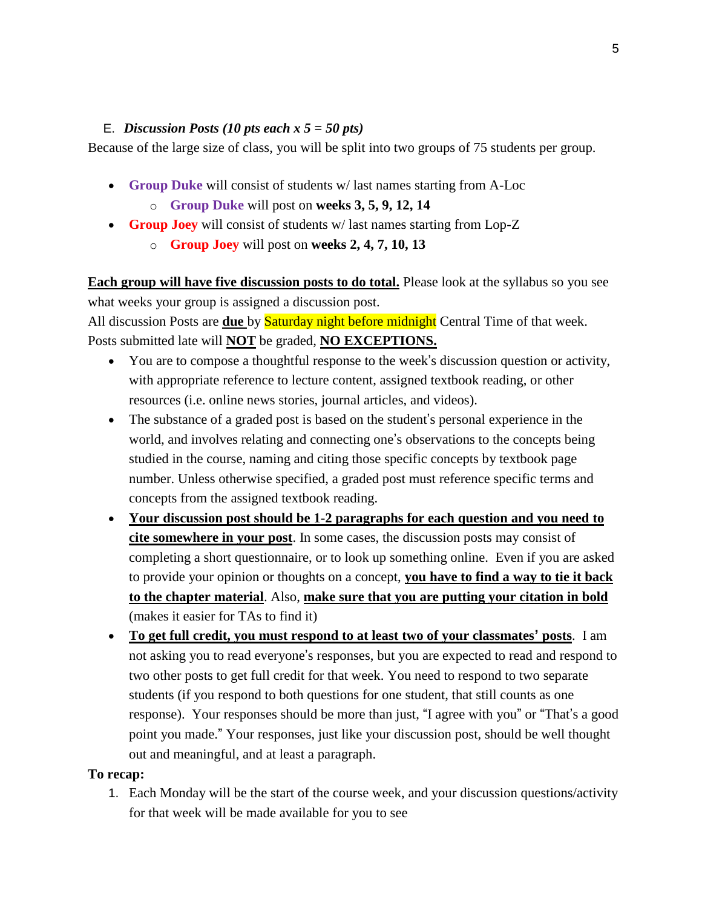E. ***Discussion Posts (10 pts each x 5 = 50 pts)***

Because of the large size of class, you will be split into two groups of 75 students per group.

- **Group Duke** will consist of students w/ last names starting from A-Loc
  - **Group Duke** will post on **weeks 3, 5, 9, 12, 14**
- **Group Joey** will consist of students w/ last names starting from Lop-Z
  - **Group Joey** will post on **weeks 2, 4, 7, 10, 13**

**Each group will have five discussion posts to do total.** Please look at the syllabus so you see what weeks your group is assigned a discussion post.

All discussion Posts are **due** by Saturday night before midnight Central Time of that week. Posts submitted late will **NOT** be graded, **NO EXCEPTIONS.**

- You are to compose a thoughtful response to the week's discussion question or activity, with appropriate reference to lecture content, assigned textbook reading, or other resources (i.e. online news stories, journal articles, and videos).
- The substance of a graded post is based on the student's personal experience in the world, and involves relating and connecting one's observations to the concepts being studied in the course, naming and citing those specific concepts by textbook page number. Unless otherwise specified, a graded post must reference specific terms and concepts from the assigned textbook reading.
- **Your discussion post should be 1-2 paragraphs for each question and you need to cite somewhere in your post**. In some cases, the discussion posts may consist of completing a short questionnaire, or to look up something online. Even if you are asked to provide your opinion or thoughts on a concept, **you have to find a way to tie it back to the chapter material**. Also, **make sure that you are putting your citation in bold** (makes it easier for TAs to find it)
- **To get full credit, you must respond to at least two of your classmates' posts**. I am not asking you to read everyone's responses, but you are expected to read and respond to two other posts to get full credit for that week. You need to respond to two separate students (if you respond to both questions for one student, that still counts as one response). Your responses should be more than just, "I agree with you" or "That's a good point you made." Your responses, just like your discussion post, should be well thought out and meaningful, and at least a paragraph.

**To recap:**

1. Each Monday will be the start of the course week, and your discussion questions/activity for that week will be made available for you to see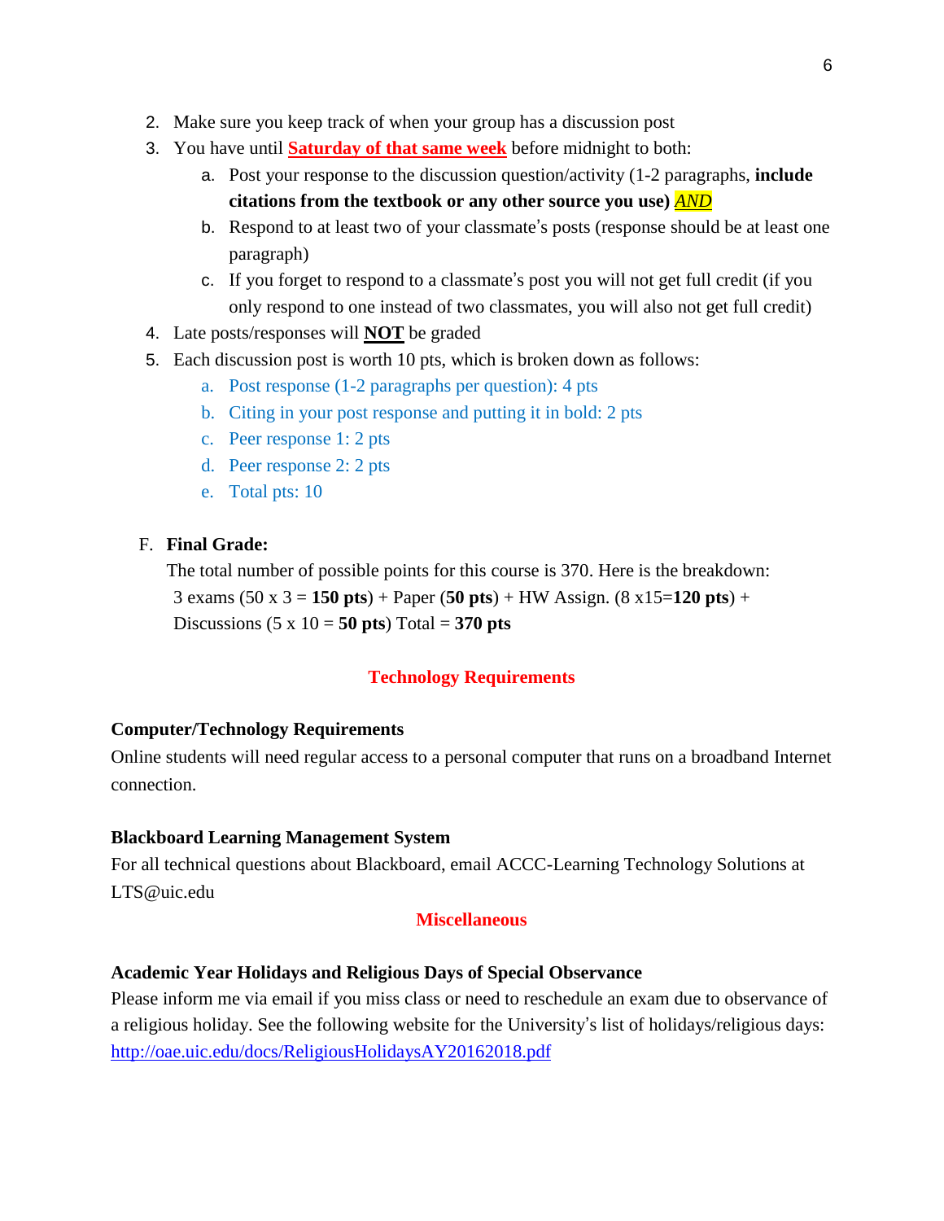2. Make sure you keep track of when your group has a discussion post
3. You have until **Saturday of that same week** before midnight to both:
    a. Post your response to the discussion question/activity (1-2 paragraphs, **include citations from the textbook or any other source you use)** ***AND***
    b. Respond to at least two of your classmate's posts (response should be at least one paragraph)
    c. If you forget to respond to a classmate's post you will not get full credit (if you only respond to one instead of two classmates, you will also not get full credit)
4. Late posts/responses will **NOT** be graded
5. Each discussion post is worth 10 pts, which is broken down as follows:
    a. Post response (1-2 paragraphs per question): 4 pts
    b. Citing in your post response and putting it in bold: 2 pts
    c. Peer response 1: 2 pts
    d. Peer response 2: 2 pts
    e. Total pts: 10

F. **Final Grade:**

The total number of possible points for this course is 370. Here is the breakdown:
3 exams (50 x 3 = **150 pts**) + Paper (**50 pts**) + HW Assign. (8 x15=**120 pts**) + Discussions (5 x 10 = **50 pts**) Total = **370 pts**

## Technology Requirements

### Computer/Technology Requirements

Online students will need regular access to a personal computer that runs on a broadband Internet connection.

### Blackboard Learning Management System

For all technical questions about Blackboard, email ACCC-Learning Technology Solutions at LTS@uic.edu

## Miscellaneous

### Academic Year Holidays and Religious Days of Special Observance

Please inform me via email if you miss class or need to reschedule an exam due to observance of a religious holiday. See the following website for the University's list of holidays/religious days: http://oae.uic.edu/docs/ReligiousHolidaysAY20162018.pdf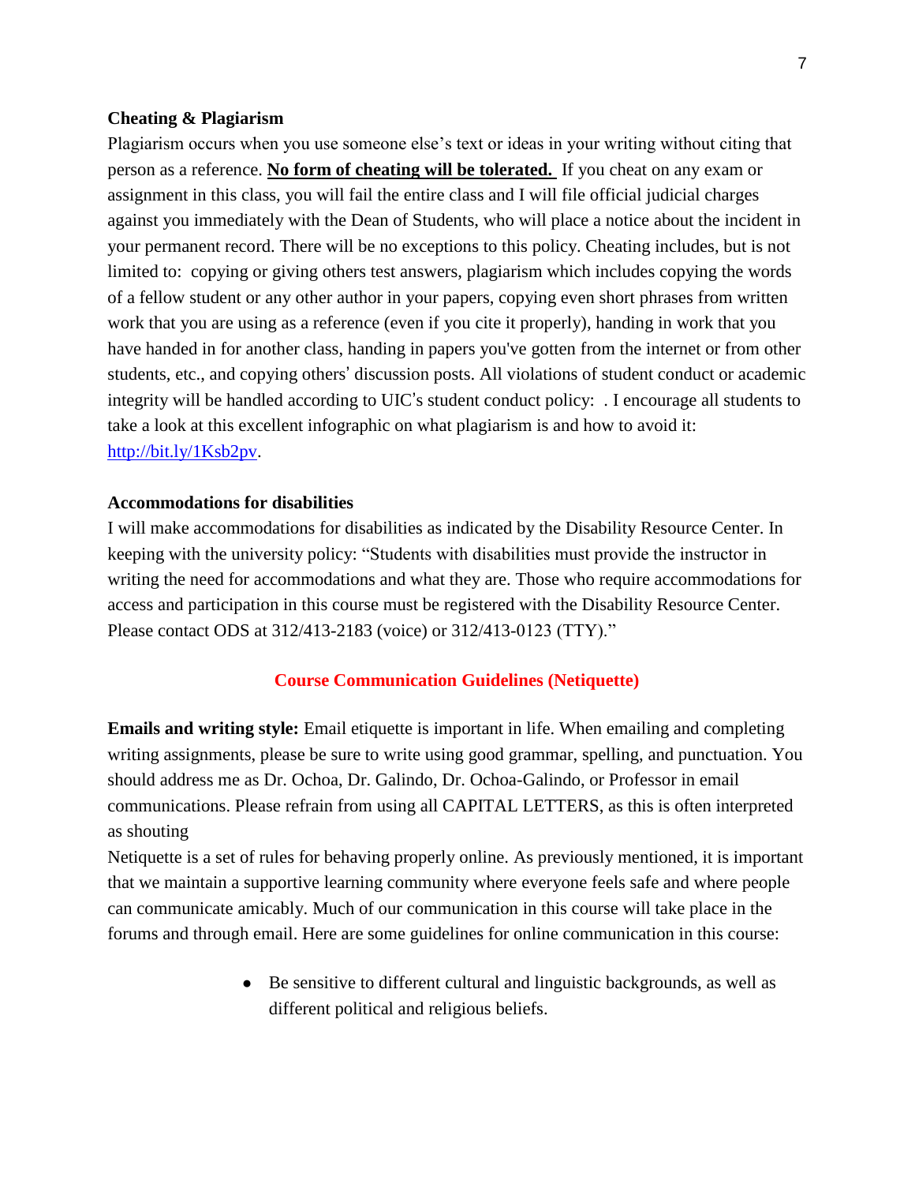**Cheating & Plagiarism**

Plagiarism occurs when you use someone else's text or ideas in your writing without citing that person as a reference. **No form of cheating will be tolerated.** If you cheat on any exam or assignment in this class, you will fail the entire class and I will file official judicial charges against you immediately with the Dean of Students, who will place a notice about the incident in your permanent record. There will be no exceptions to this policy. Cheating includes, but is not limited to: copying or giving others test answers, plagiarism which includes copying the words of a fellow student or any other author in your papers, copying even short phrases from written work that you are using as a reference (even if you cite it properly), handing in work that you have handed in for another class, handing in papers you've gotten from the internet or from other students, etc., and copying others' discussion posts. All violations of student conduct or academic integrity will be handled according to UIC's student conduct policy: . I encourage all students to take a look at this excellent infographic on what plagiarism is and how to avoid it: [http://bit.ly/1Ksb2pv](http://bit.ly/1Ksb2pv).

**Accommodations for disabilities**

I will make accommodations for disabilities as indicated by the Disability Resource Center. In keeping with the university policy: "Students with disabilities must provide the instructor in writing the need for accommodations and what they are. Those who require accommodations for access and participation in this course must be registered with the Disability Resource Center. Please contact ODS at 312/413-2183 (voice) or 312/413-0123 (TTY)."

## Course Communication Guidelines (Netiquette)

**Emails and writing style:** Email etiquette is important in life. When emailing and completing writing assignments, please be sure to write using good grammar, spelling, and punctuation. You should address me as Dr. Ochoa, Dr. Galindo, Dr. Ochoa-Galindo, or Professor in email communications. Please refrain from using all CAPITAL LETTERS, as this is often interpreted as shouting

Netiquette is a set of rules for behaving properly online. As previously mentioned, it is important that we maintain a supportive learning community where everyone feels safe and where people can communicate amicably. Much of our communication in this course will take place in the forums and through email. Here are some guidelines for online communication in this course:

- Be sensitive to different cultural and linguistic backgrounds, as well as different political and religious beliefs.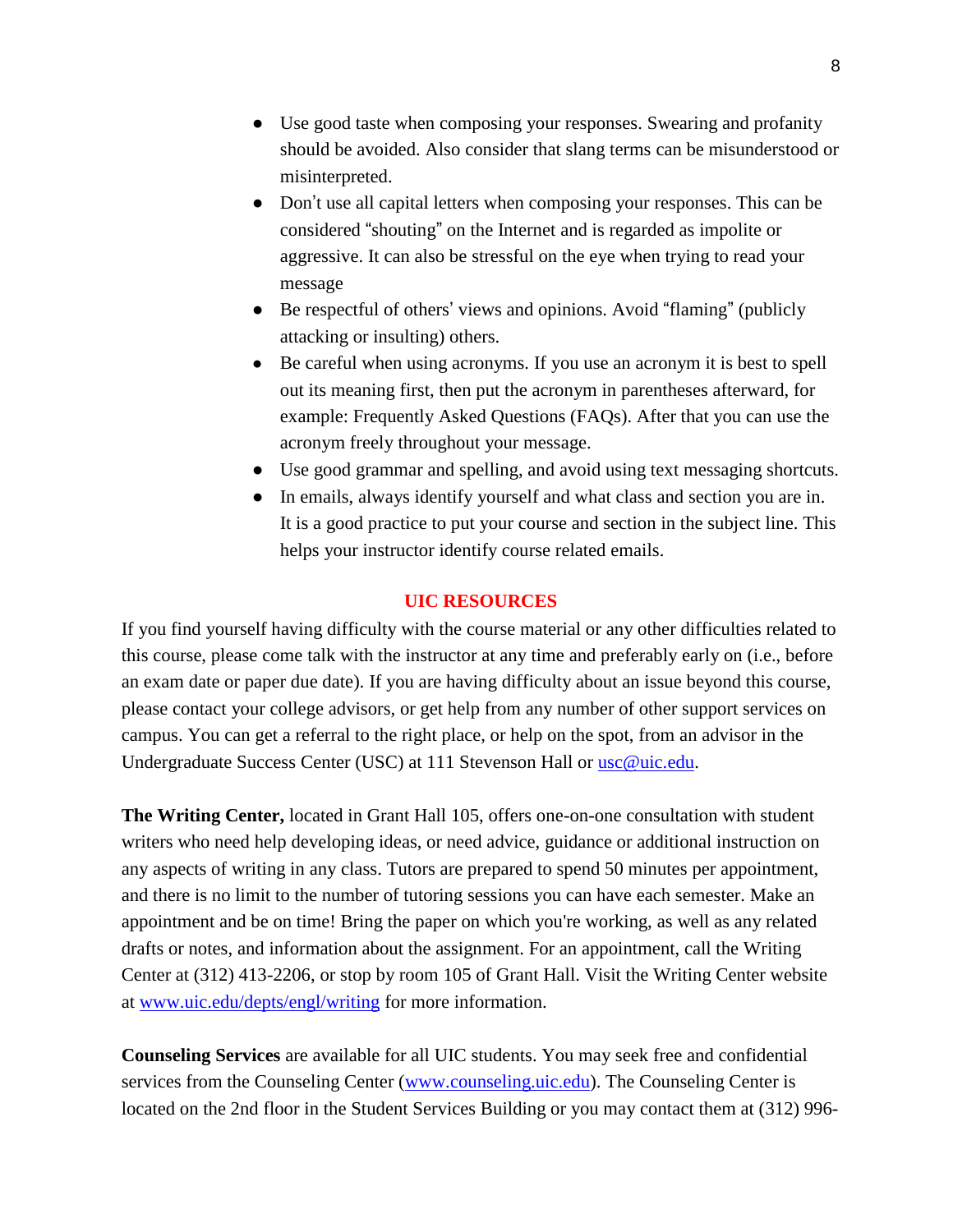- Use good taste when composing your responses. Swearing and profanity should be avoided. Also consider that slang terms can be misunderstood or misinterpreted.
- Don't use all capital letters when composing your responses. This can be considered "shouting" on the Internet and is regarded as impolite or aggressive. It can also be stressful on the eye when trying to read your message
- Be respectful of others' views and opinions. Avoid "flaming" (publicly attacking or insulting) others.
- Be careful when using acronyms. If you use an acronym it is best to spell out its meaning first, then put the acronym in parentheses afterward, for example: Frequently Asked Questions (FAQs). After that you can use the acronym freely throughout your message.
- Use good grammar and spelling, and avoid using text messaging shortcuts.
- In emails, always identify yourself and what class and section you are in. It is a good practice to put your course and section in the subject line. This helps your instructor identify course related emails.

## UIC RESOURCES

If you find yourself having difficulty with the course material or any other difficulties related to this course, please come talk with the instructor at any time and preferably early on (i.e., before an exam date or paper due date). If you are having difficulty about an issue beyond this course, please contact your college advisors, or get help from any number of other support services on campus. You can get a referral to the right place, or help on the spot, from an advisor in the Undergraduate Success Center (USC) at 111 Stevenson Hall or usc@uic.edu.

**The Writing Center,** located in Grant Hall 105, offers one-on-one consultation with student writers who need help developing ideas, or need advice, guidance or additional instruction on any aspects of writing in any class. Tutors are prepared to spend 50 minutes per appointment, and there is no limit to the number of tutoring sessions you can have each semester. Make an appointment and be on time! Bring the paper on which you're working, as well as any related drafts or notes, and information about the assignment. For an appointment, call the Writing Center at (312) 413-2206, or stop by room 105 of Grant Hall. Visit the Writing Center website at www.uic.edu/depts/engl/writing for more information.

**Counseling Services** are available for all UIC students. You may seek free and confidential services from the Counseling Center (www.counseling.uic.edu). The Counseling Center is located on the 2nd floor in the Student Services Building or you may contact them at (312) 996-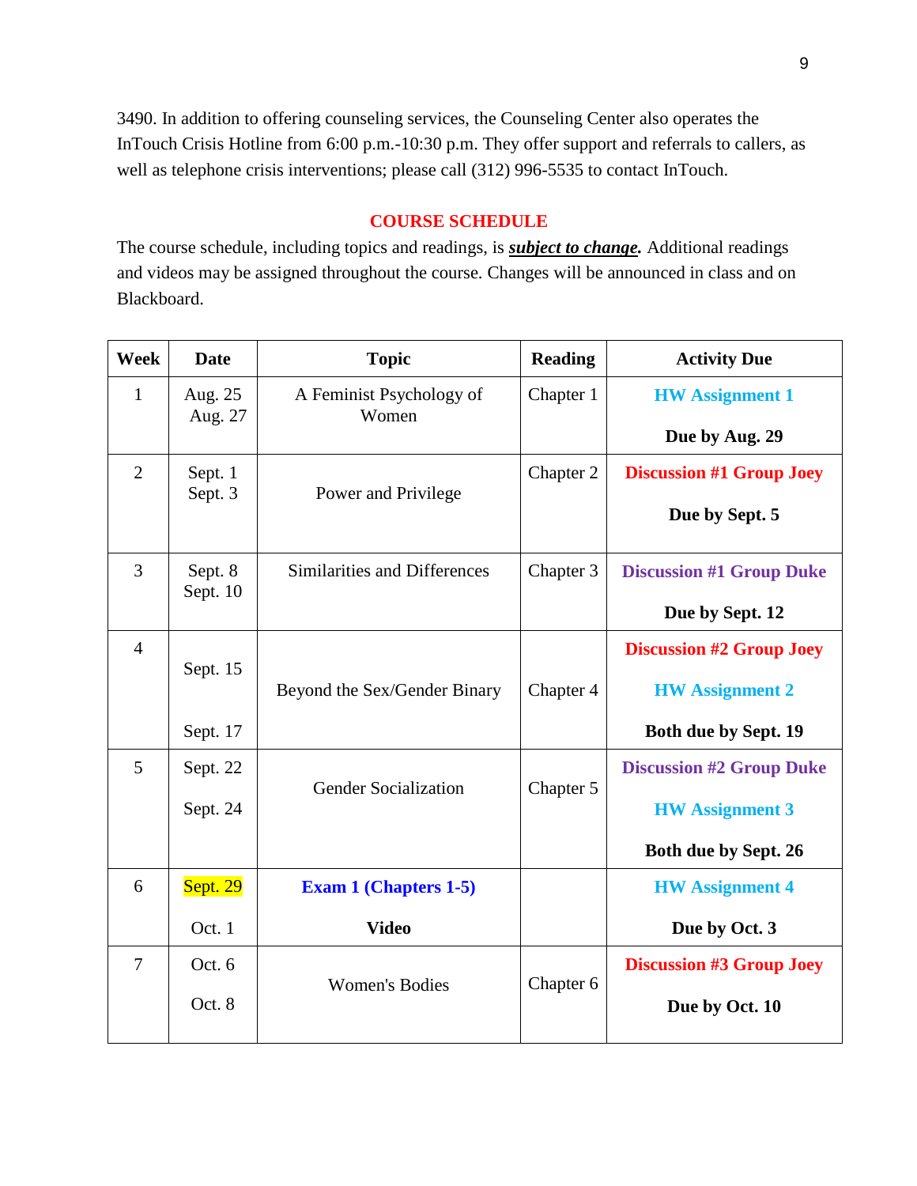3490. In addition to offering counseling services, the Counseling Center also operates the InTouch Crisis Hotline from 6:00 p.m.-10:30 p.m. They offer support and referrals to callers, as well as telephone crisis interventions; please call (312) 996-5535 to contact InTouch.

## COURSE SCHEDULE

The course schedule, including topics and readings, is ***subject to change.*** Additional readings and videos may be assigned throughout the course. Changes will be announced in class and on Blackboard.

| Week | Date | Topic | Reading | Activity Due |
|---|---|---|---|---|
| 1 | Aug. 25<br>Aug. 27 | A Feminist Psychology of Women | Chapter 1 | **HW Assignment 1**<br>**Due by Aug. 29** |
| 2 | Sept. 1<br>Sept. 3 | Power and Privilege | Chapter 2 | **Discussion #1 Group Joey**<br>**Due by Sept. 5** |
| 3 | Sept. 8<br>Sept. 10 | Similarities and Differences | Chapter 3 | **Discussion #1 Group Duke**<br>**Due by Sept. 12** |
| 4 | Sept. 15<br>Sept. 17 | Beyond the Sex/Gender Binary | Chapter 4 | **Discussion #2 Group Joey**<br>**HW Assignment 2**<br>**Both due by Sept. 19** |
| 5 | Sept. 22<br>Sept. 24 | Gender Socialization | Chapter 5 | **Discussion #2 Group Duke**<br>**HW Assignment 3**<br>**Both due by Sept. 26** |
| 6 | Sept. 29<br>Oct. 1 | **Exam 1 (Chapters 1-5)**<br>**Video** | | **HW Assignment 4**<br>**Due by Oct. 3** |
| 7 | Oct. 6<br>Oct. 8 | Women's Bodies | Chapter 6 | **Discussion #3 Group Joey**<br>**Due by Oct. 10** |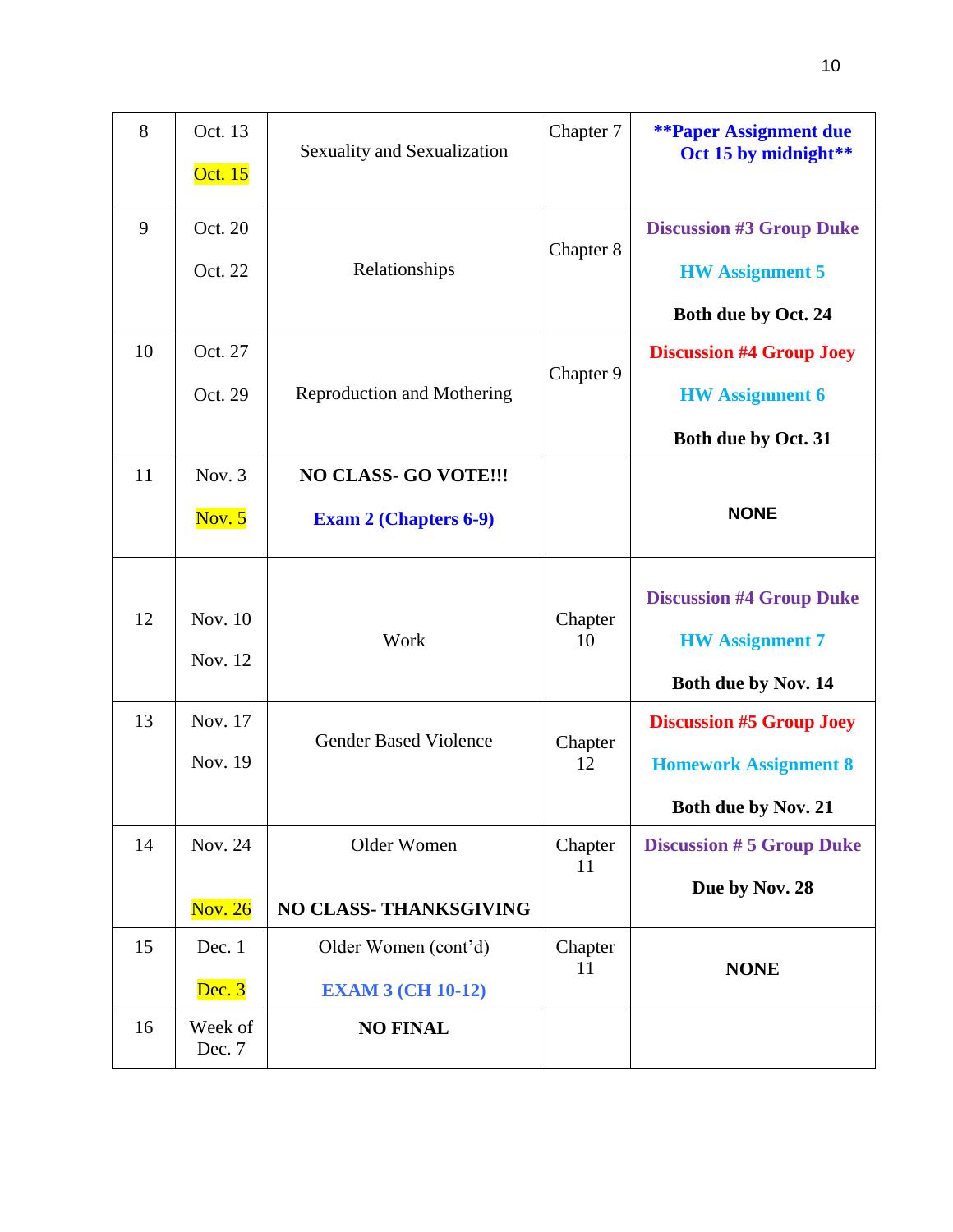| | | | | |
|---|---|---|---|---|
| 8 | Oct. 13<br>Oct. 15 | Sexuality and Sexualization | Chapter 7 | **\*\*Paper Assignment due Oct 15 by midnight\*\*** |
| 9 | Oct. 20<br>Oct. 22 | Relationships | Chapter 8 | **Discussion #3 Group Duke**<br>**HW Assignment 5**<br>**Both due by Oct. 24** |
| 10 | Oct. 27<br>Oct. 29 | Reproduction and Mothering | Chapter 9 | **Discussion #4 Group Joey**<br>**HW Assignment 6**<br>**Both due by Oct. 31** |
| 11 | Nov. 3<br>Nov. 5 | **NO CLASS- GO VOTE!!!**<br>**Exam 2 (Chapters 6-9)** | | **NONE** |
| 12 | Nov. 10<br>Nov. 12 | Work | Chapter 10 | **Discussion #4 Group Duke**<br>**HW Assignment 7**<br>**Both due by Nov. 14** |
| 13 | Nov. 17<br>Nov. 19 | Gender Based Violence | Chapter 12 | **Discussion #5 Group Joey**<br>**Homework Assignment 8**<br>**Both due by Nov. 21** |
| 14 | Nov. 24<br>Nov. 26 | Older Women<br>**NO CLASS- THANKSGIVING** | Chapter 11 | **Discussion # 5 Group Duke**<br>**Due by Nov. 28** |
| 15 | Dec. 1<br>Dec. 3 | Older Women (cont'd)<br>**EXAM 3 (CH 10-12)** | Chapter 11 | **NONE** |
| 16 | Week of Dec. 7 | **NO FINAL** | | |